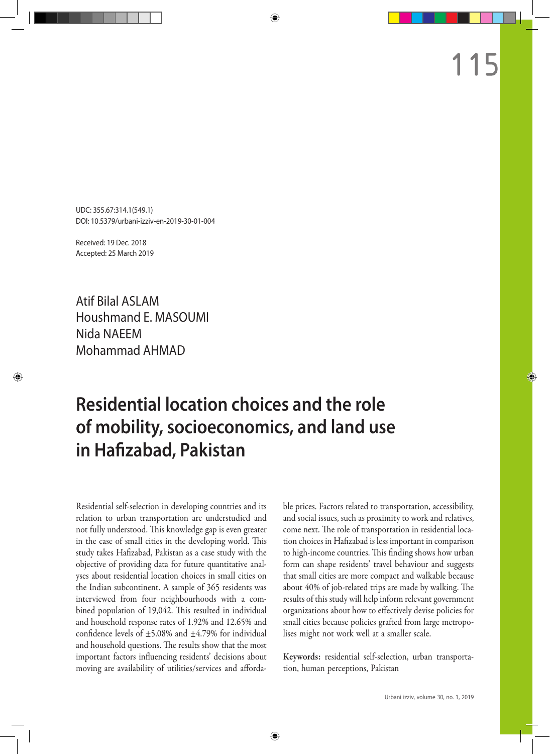UDC: 355.67:314.1(549.1)
DOI: 10.5379/urbani-izziv-en-2019-30-01-004

Received: 19 Dec. 2018
Accepted: 25 March 2019

Atif Bilal ASLAM
Houshmand E. MASOUMI
Nida NAEEM
Mohammad AHMAD

# Residential location choices and the role of mobility, socioeconomics, and land use in Hafizabad, Pakistan

Residential self-selection in developing countries and its relation to urban transportation are understudied and not fully understood. This knowledge gap is even greater in the case of small cities in the developing world. This study takes Hafizabad, Pakistan as a case study with the objective of providing data for future quantitative analyses about residential location choices in small cities on the Indian subcontinent. A sample of 365 residents was interviewed from four neighbourhoods with a combined population of 19,042. This resulted in individual and household response rates of 1.92% and 12.65% and confidence levels of ±5.08% and ±4.79% for individual and household questions. The results show that the most important factors influencing residents' decisions about moving are availability of utilities/services and affordable prices. Factors related to transportation, accessibility, and social issues, such as proximity to work and relatives, come next. The role of transportation in residential location choices in Hafizabad is less important in comparison to high-income countries. This finding shows how urban form can shape residents' travel behaviour and suggests that small cities are more compact and walkable because about 40% of job-related trips are made by walking. The results of this study will help inform relevant government organizations about how to effectively devise policies for small cities because policies grafted from large metropolises might not work well at a smaller scale.

**Keywords:** residential self-selection, urban transportation, human perceptions, Pakistan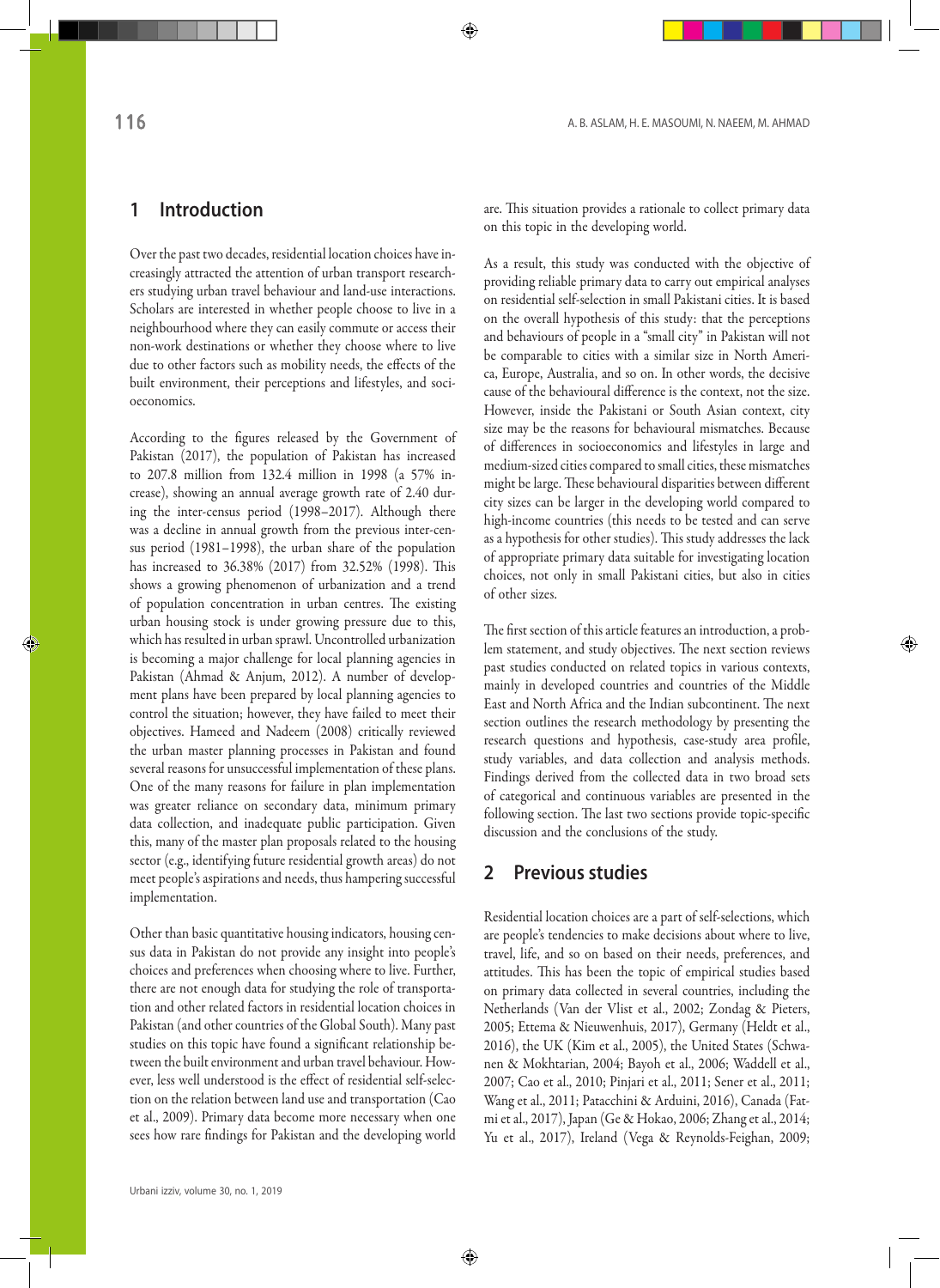## 1 Introduction

Over the past two decades, residential location choices have increasingly attracted the attention of urban transport researchers studying urban travel behaviour and land-use interactions. Scholars are interested in whether people choose to live in a neighbourhood where they can easily commute or access their non-work destinations or whether they choose where to live due to other factors such as mobility needs, the effects of the built environment, their perceptions and lifestyles, and socioeconomics.

According to the figures released by the Government of Pakistan (2017), the population of Pakistan has increased to 207.8 million from 132.4 million in 1998 (a 57% increase), showing an annual average growth rate of 2.40 during the inter-census period (1998–2017). Although there was a decline in annual growth from the previous inter-census period (1981–1998), the urban share of the population has increased to 36.38% (2017) from 32.52% (1998). This shows a growing phenomenon of urbanization and a trend of population concentration in urban centres. The existing urban housing stock is under growing pressure due to this, which has resulted in urban sprawl. Uncontrolled urbanization is becoming a major challenge for local planning agencies in Pakistan (Ahmad & Anjum, 2012). A number of development plans have been prepared by local planning agencies to control the situation; however, they have failed to meet their objectives. Hameed and Nadeem (2008) critically reviewed the urban master planning processes in Pakistan and found several reasons for unsuccessful implementation of these plans. One of the many reasons for failure in plan implementation was greater reliance on secondary data, minimum primary data collection, and inadequate public participation. Given this, many of the master plan proposals related to the housing sector (e.g., identifying future residential growth areas) do not meet people's aspirations and needs, thus hampering successful implementation.

Other than basic quantitative housing indicators, housing census data in Pakistan do not provide any insight into people's choices and preferences when choosing where to live. Further, there are not enough data for studying the role of transportation and other related factors in residential location choices in Pakistan (and other countries of the Global South). Many past studies on this topic have found a significant relationship between the built environment and urban travel behaviour. However, less well understood is the effect of residential self-selection on the relation between land use and transportation (Cao et al., 2009). Primary data become more necessary when one sees how rare findings for Pakistan and the developing world are. This situation provides a rationale to collect primary data on this topic in the developing world.

As a result, this study was conducted with the objective of providing reliable primary data to carry out empirical analyses on residential self-selection in small Pakistani cities. It is based on the overall hypothesis of this study: that the perceptions and behaviours of people in a "small city" in Pakistan will not be comparable to cities with a similar size in North America, Europe, Australia, and so on. In other words, the decisive cause of the behavioural difference is the context, not the size. However, inside the Pakistani or South Asian context, city size may be the reasons for behavioural mismatches. Because of differences in socioeconomics and lifestyles in large and medium-sized cities compared to small cities, these mismatches might be large. These behavioural disparities between different city sizes can be larger in the developing world compared to high-income countries (this needs to be tested and can serve as a hypothesis for other studies). This study addresses the lack of appropriate primary data suitable for investigating location choices, not only in small Pakistani cities, but also in cities of other sizes.

The first section of this article features an introduction, a problem statement, and study objectives. The next section reviews past studies conducted on related topics in various contexts, mainly in developed countries and countries of the Middle East and North Africa and the Indian subcontinent. The next section outlines the research methodology by presenting the research questions and hypothesis, case-study area profile, study variables, and data collection and analysis methods. Findings derived from the collected data in two broad sets of categorical and continuous variables are presented in the following section. The last two sections provide topic-specific discussion and the conclusions of the study.

## 2 Previous studies

Residential location choices are a part of self-selections, which are people's tendencies to make decisions about where to live, travel, life, and so on based on their needs, preferences, and attitudes. This has been the topic of empirical studies based on primary data collected in several countries, including the Netherlands (Van der Vlist et al., 2002; Zondag & Pieters, 2005; Ettema & Nieuwenhuis, 2017), Germany (Heldt et al., 2016), the UK (Kim et al., 2005), the United States (Schwanen & Mokhtarian, 2004; Bayoh et al., 2006; Waddell et al., 2007; Cao et al., 2010; Pinjari et al., 2011; Sener et al., 2011; Wang et al., 2011; Patacchini & Arduini, 2016), Canada (Fatmi et al., 2017), Japan (Ge & Hokao, 2006; Zhang et al., 2014; Yu et al., 2017), Ireland (Vega & Reynolds-Feighan, 2009;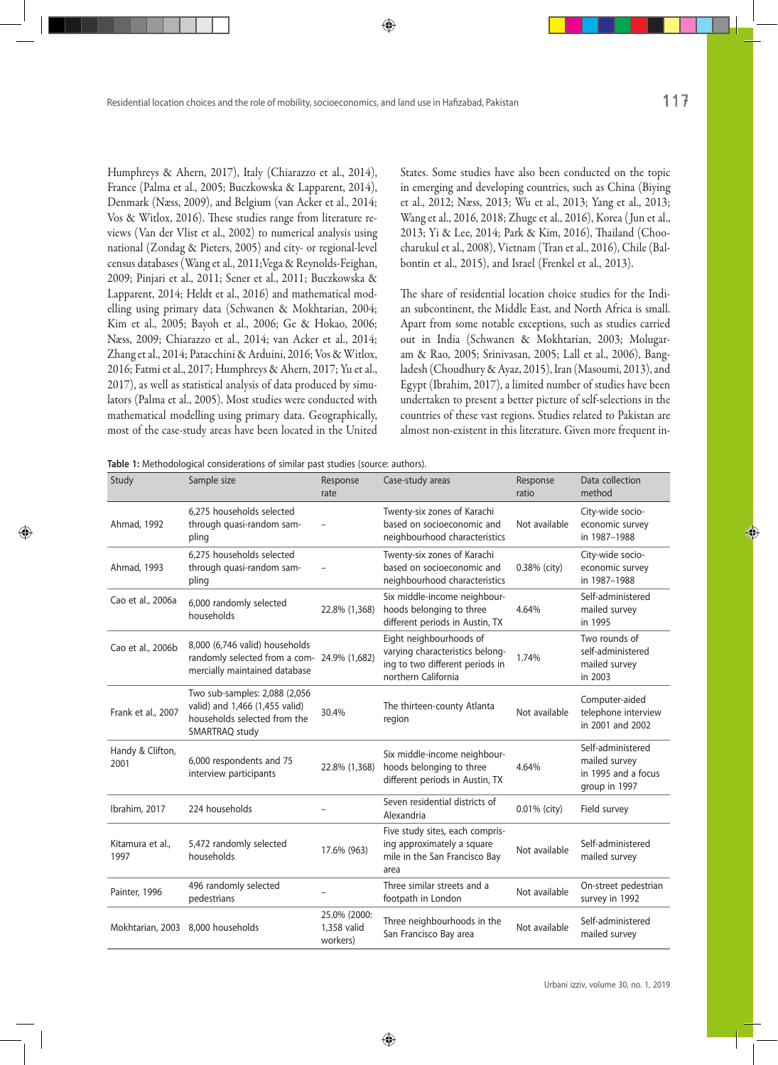Humphreys & Ahern, 2017), Italy (Chiarazzo et al., 2014), France (Palma et al., 2005; Buczkowska & Lapparent, 2014), Denmark (Næss, 2009), and Belgium (van Acker et al., 2014; Vos & Witlox, 2016). These studies range from literature reviews (Van der Vlist et al., 2002) to numerical analysis using national (Zondag & Pieters, 2005) and city- or regional-level census databases (Wang et al., 2011;Vega & Reynolds-Feighan, 2009; Pinjari et al., 2011; Sener et al., 2011; Buczkowska & Lapparent, 2014; Heldt et al., 2016) and mathematical modelling using primary data (Schwanen & Mokhtarian, 2004; Kim et al., 2005; Bayoh et al., 2006; Ge & Hokao, 2006; Næss, 2009; Chiarazzo et al., 2014; van Acker et al., 2014; Zhang et al., 2014; Patacchini & Arduini, 2016; Vos & Witlox, 2016; Fatmi et al., 2017; Humphreys & Ahern, 2017; Yu et al., 2017), as well as statistical analysis of data produced by simulators (Palma et al., 2005). Most studies were conducted with mathematical modelling using primary data. Geographically, most of the case-study areas have been located in the United States. Some studies have also been conducted on the topic in emerging and developing countries, such as China (Biying et al., 2012; Næss, 2013; Wu et al., 2013; Yang et al., 2013; Wang et al., 2016, 2018; Zhuge et al., 2016), Korea (Jun et al., 2013; Yi & Lee, 2014; Park & Kim, 2016), Thailand (Choocharukul et al., 2008), Vietnam (Tran et al., 2016), Chile (Balbontin et al., 2015), and Israel (Frenkel et al., 2013).

The share of residential location choice studies for the Indian subcontinent, the Middle East, and North Africa is small. Apart from some notable exceptions, such as studies carried out in India (Schwanen & Mokhtarian, 2003; Molugaram & Rao, 2005; Srinivasan, 2005; Lall et al., 2006), Bangladesh (Choudhury & Ayaz, 2015), Iran (Masoumi, 2013), and Egypt (Ibrahim, 2017), a limited number of studies have been undertaken to present a better picture of self-selections in the countries of these vast regions. Studies related to Pakistan are almost non-existent in this literature. Given more frequent in-

**Table 1:** Methodological considerations of similar past studies (source: authors).

| Study | Sample size | Response rate | Case-study areas | Response ratio | Data collection method |
|---|---|---|---|---|---|
| Ahmad, 1992 | 6,275 households selected through quasi-random sampling | – | Twenty-six zones of Karachi based on socioeconomic and neighbourhood characteristics | Not available | City-wide socio-economic survey in 1987–1988 |
| Ahmad, 1993 | 6,275 households selected through quasi-random sampling | – | Twenty-six zones of Karachi based on socioeconomic and neighbourhood characteristics | 0.38% (city) | City-wide socio-economic survey in 1987–1988 |
| Cao et al., 2006a | 6,000 randomly selected households | 22.8% (1,368) | Six middle-income neighbourhoods belonging to three different periods in Austin, TX | 4.64% | Self-administered mailed survey in 1995 |
| Cao et al., 2006b | 8,000 (6,746 valid) households randomly selected from a commercially maintained database | 24.9% (1,682) | Eight neighbourhoods of varying characteristics belonging to two different periods in northern California | 1.74% | Two rounds of self-administered mailed survey in 2003 |
| Frank et al., 2007 | Two sub-samples: 2,088 (2,056 valid) and 1,466 (1,455 valid) households selected from the SMARTRAQ study | 30.4% | The thirteen-county Atlanta region | Not available | Computer-aided telephone interview in 2001 and 2002 |
| Handy & Clifton, 2001 | 6,000 respondents and 75 interview participants | 22.8% (1,368) | Six middle-income neighbourhoods belonging to three different periods in Austin, TX | 4.64% | Self-administered mailed survey in 1995 and a focus group in 1997 |
| Ibrahim, 2017 | 224 households | – | Seven residential districts of Alexandria | 0.01% (city) | Field survey |
| Kitamura et al., 1997 | 5,472 randomly selected households | 17.6% (963) | Five study sites, each comprising approximately a square mile in the San Francisco Bay area | Not available | Self-administered mailed survey |
| Painter, 1996 | 496 randomly selected pedestrians | – | Three similar streets and a footpath in London | Not available | On-street pedestrian survey in 1992 |
| Mokhtarian, 2003 | 8,000 households | 25.0% (2000: 1,358 valid workers) | Three neighbourhoods in the San Francisco Bay area | Not available | Self-administered mailed survey |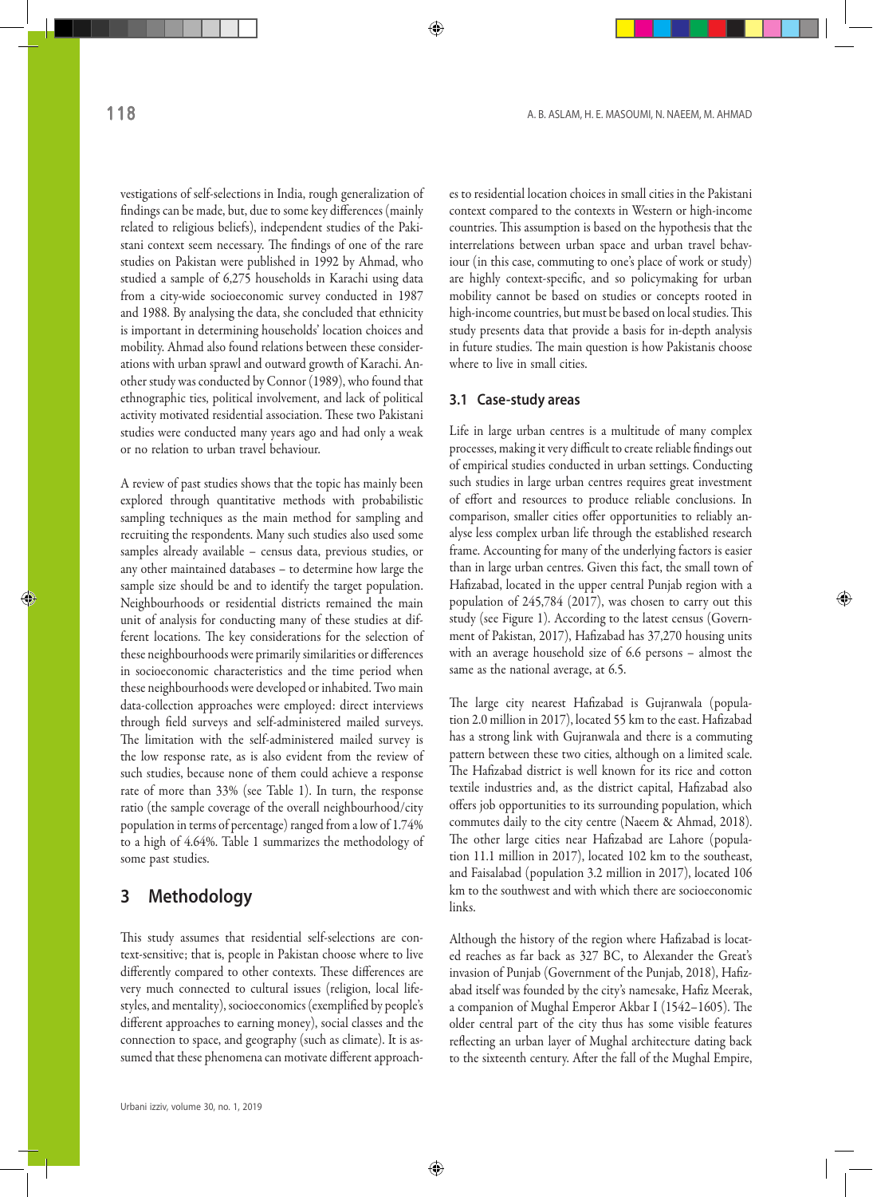vestigations of self-selections in India, rough generalization of findings can be made, but, due to some key differences (mainly related to religious beliefs), independent studies of the Pakistani context seem necessary. The findings of one of the rare studies on Pakistan were published in 1992 by Ahmad, who studied a sample of 6,275 households in Karachi using data from a city-wide socioeconomic survey conducted in 1987 and 1988. By analysing the data, she concluded that ethnicity is important in determining households' location choices and mobility. Ahmad also found relations between these considerations with urban sprawl and outward growth of Karachi. Another study was conducted by Connor (1989), who found that ethnographic ties, political involvement, and lack of political activity motivated residential association. These two Pakistani studies were conducted many years ago and had only a weak or no relation to urban travel behaviour.

A review of past studies shows that the topic has mainly been explored through quantitative methods with probabilistic sampling techniques as the main method for sampling and recruiting the respondents. Many such studies also used some samples already available – census data, previous studies, or any other maintained databases – to determine how large the sample size should be and to identify the target population. Neighbourhoods or residential districts remained the main unit of analysis for conducting many of these studies at different locations. The key considerations for the selection of these neighbourhoods were primarily similarities or differences in socioeconomic characteristics and the time period when these neighbourhoods were developed or inhabited. Two main data-collection approaches were employed: direct interviews through field surveys and self-administered mailed surveys. The limitation with the self-administered mailed survey is the low response rate, as is also evident from the review of such studies, because none of them could achieve a response rate of more than 33% (see Table 1). In turn, the response ratio (the sample coverage of the overall neighbourhood/city population in terms of percentage) ranged from a low of 1.74% to a high of 4.64%. Table 1 summarizes the methodology of some past studies.

# 3 Methodology

This study assumes that residential self-selections are context-sensitive; that is, people in Pakistan choose where to live differently compared to other contexts. These differences are very much connected to cultural issues (religion, local lifestyles, and mentality), socioeconomics (exemplified by people's different approaches to earning money), social classes and the connection to space, and geography (such as climate). It is assumed that these phenomena can motivate different approaches to residential location choices in small cities in the Pakistani context compared to the contexts in Western or high-income countries. This assumption is based on the hypothesis that the interrelations between urban space and urban travel behaviour (in this case, commuting to one's place of work or study) are highly context-specific, and so policymaking for urban mobility cannot be based on studies or concepts rooted in high-income countries, but must be based on local studies. This study presents data that provide a basis for in-depth analysis in future studies. The main question is how Pakistanis choose where to live in small cities.

## 3.1 Case-study areas

Life in large urban centres is a multitude of many complex processes, making it very difficult to create reliable findings out of empirical studies conducted in urban settings. Conducting such studies in large urban centres requires great investment of effort and resources to produce reliable conclusions. In comparison, smaller cities offer opportunities to reliably analyse less complex urban life through the established research frame. Accounting for many of the underlying factors is easier than in large urban centres. Given this fact, the small town of Hafizabad, located in the upper central Punjab region with a population of 245,784 (2017), was chosen to carry out this study (see Figure 1). According to the latest census (Government of Pakistan, 2017), Hafizabad has 37,270 housing units with an average household size of 6.6 persons – almost the same as the national average, at 6.5.

The large city nearest Hafizabad is Gujranwala (population 2.0 million in 2017), located 55 km to the east. Hafizabad has a strong link with Gujranwala and there is a commuting pattern between these two cities, although on a limited scale. The Hafizabad district is well known for its rice and cotton textile industries and, as the district capital, Hafizabad also offers job opportunities to its surrounding population, which commutes daily to the city centre (Naeem & Ahmad, 2018). The other large cities near Hafizabad are Lahore (population 11.1 million in 2017), located 102 km to the southeast, and Faisalabad (population 3.2 million in 2017), located 106 km to the southwest and with which there are socioeconomic links.

Although the history of the region where Hafizabad is located reaches as far back as 327 BC, to Alexander the Great's invasion of Punjab (Government of the Punjab, 2018), Hafizabad itself was founded by the city's namesake, Hafiz Meerak, a companion of Mughal Emperor Akbar I (1542–1605). The older central part of the city thus has some visible features reflecting an urban layer of Mughal architecture dating back to the sixteenth century. After the fall of the Mughal Empire,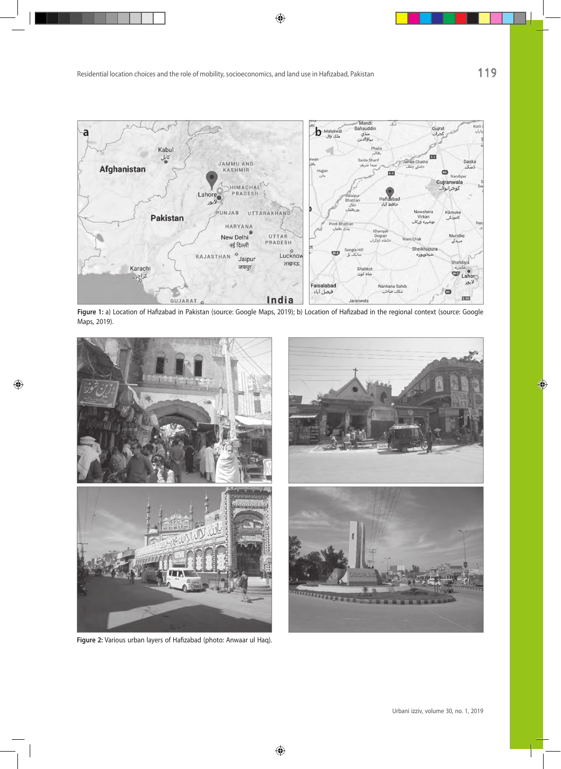**Figure 1:** a) Location of Hafizabad in Pakistan (source: Google Maps, 2019); b) Location of Hafizabad in the regional context (source: Google Maps, 2019).

**Figure 2:** Various urban layers of Hafizabad (photo: Anwaar ul Haq).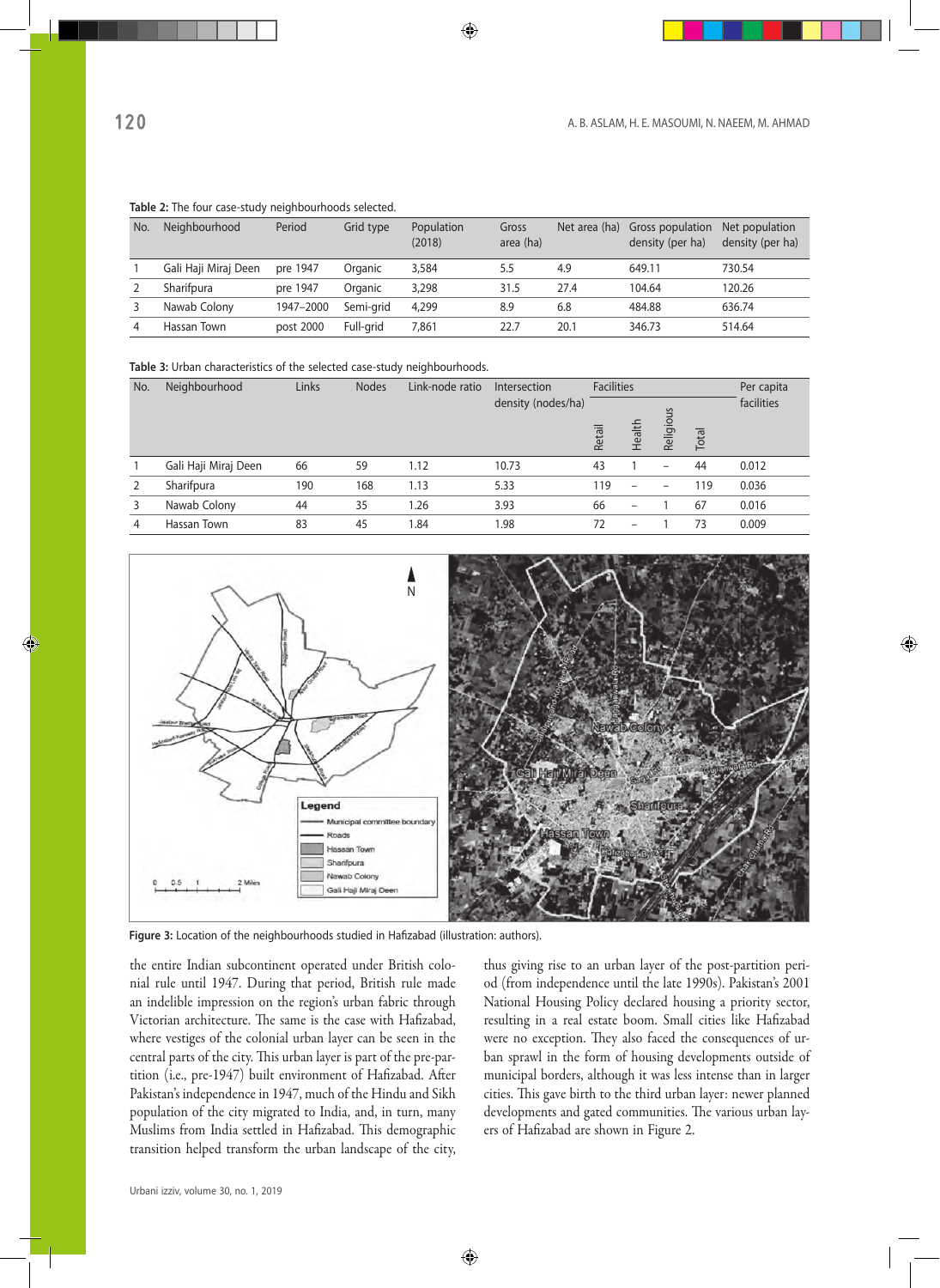**Table 2:** The four case-study neighbourhoods selected.

| No. | Neighbourhood | Period | Grid type | Population (2018) | Gross area (ha) | Net area (ha) | Gross population density (per ha) | Net population density (per ha) |
|---|---|---|---|---|---|---|---|---|
| 1 | Gali Haji Miraj Deen | pre 1947 | Organic | 3,584 | 5.5 | 4.9 | 649.11 | 730.54 |
| 2 | Sharifpura | pre 1947 | Organic | 3,298 | 31.5 | 27.4 | 104.64 | 120.26 |
| 3 | Nawab Colony | 1947–2000 | Semi-grid | 4,299 | 8.9 | 6.8 | 484.88 | 636.74 |
| 4 | Hassan Town | post 2000 | Full-grid | 7,861 | 22.7 | 20.1 | 346.73 | 514.64 |

**Table 3:** Urban characteristics of the selected case-study neighbourhoods.

| No. | Neighbourhood | Links | Nodes | Link-node ratio | Intersection density (nodes/ha) | Facilities | | | | Per capita facilities |
|---|---|---|---|---|---|---|---|---|---|---|
| | | | | | | Retail | Health | Religious | Total | |
| 1 | Gali Haji Miraj Deen | 66 | 59 | 1.12 | 10.73 | 43 | 1 | – | 44 | 0.012 |
| 2 | Sharifpura | 190 | 168 | 1.13 | 5.33 | 119 | – | – | 119 | 0.036 |
| 3 | Nawab Colony | 44 | 35 | 1.26 | 3.93 | 66 | – | 1 | 67 | 0.016 |
| 4 | Hassan Town | 83 | 45 | 1.84 | 1.98 | 72 | – | 1 | 73 | 0.009 |

**Figure 3:** Location of the neighbourhoods studied in Hafizabad (illustration: authors).

the entire Indian subcontinent operated under British colonial rule until 1947. During that period, British rule made an indelible impression on the region's urban fabric through Victorian architecture. The same is the case with Hafizabad, where vestiges of the colonial urban layer can be seen in the central parts of the city. This urban layer is part of the pre-partition (i.e., pre-1947) built environment of Hafizabad. After Pakistan's independence in 1947, much of the Hindu and Sikh population of the city migrated to India, and, in turn, many Muslims from India settled in Hafizabad. This demographic transition helped transform the urban landscape of the city, thus giving rise to an urban layer of the post-partition period (from independence until the late 1990s). Pakistan's 2001 National Housing Policy declared housing a priority sector, resulting in a real estate boom. Small cities like Hafizabad were no exception. They also faced the consequences of urban sprawl in the form of housing developments outside of municipal borders, although it was less intense than in larger cities. This gave birth to the third urban layer: newer planned developments and gated communities. The various urban layers of Hafizabad are shown in Figure 2.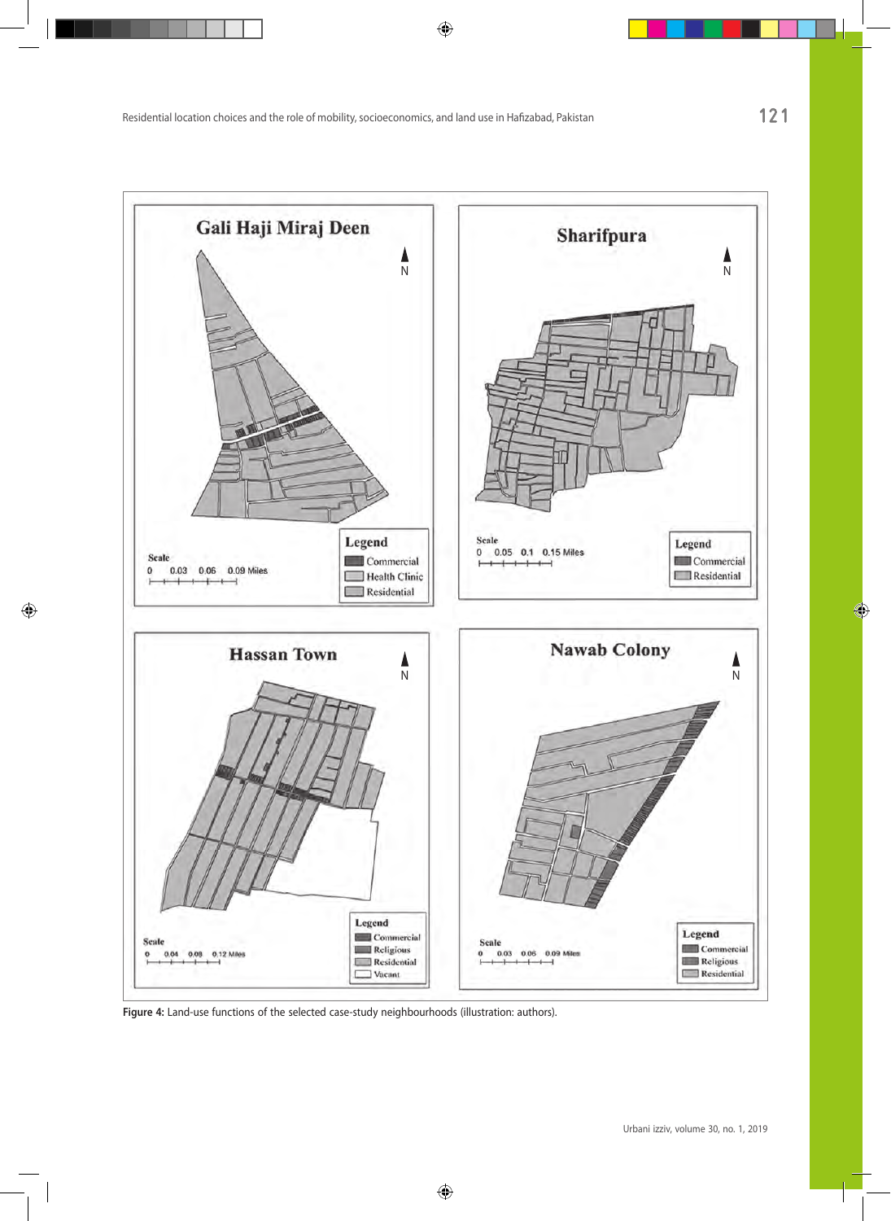Figure 4: Land-use functions of the selected case-study neighbourhoods (illustration: authors).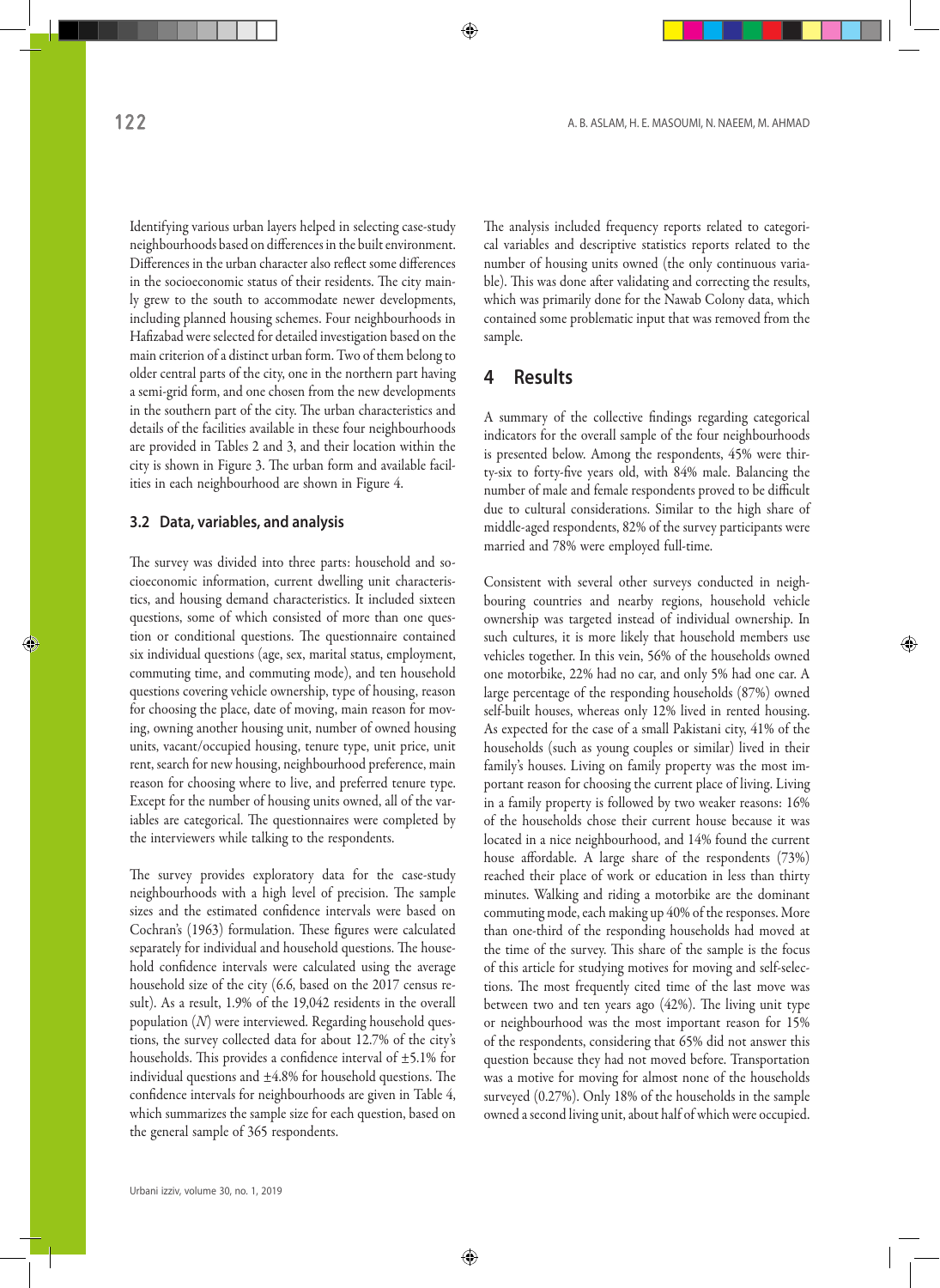Identifying various urban layers helped in selecting case-study neighbourhoods based on differences in the built environment. Differences in the urban character also reflect some differences in the socioeconomic status of their residents. The city mainly grew to the south to accommodate newer developments, including planned housing schemes. Four neighbourhoods in Hafizabad were selected for detailed investigation based on the main criterion of a distinct urban form. Two of them belong to older central parts of the city, one in the northern part having a semi-grid form, and one chosen from the new developments in the southern part of the city. The urban characteristics and details of the facilities available in these four neighbourhoods are provided in Tables 2 and 3, and their location within the city is shown in Figure 3. The urban form and available facilities in each neighbourhood are shown in Figure 4.

### 3.2 Data, variables, and analysis

The survey was divided into three parts: household and socioeconomic information, current dwelling unit characteristics, and housing demand characteristics. It included sixteen questions, some of which consisted of more than one question or conditional questions. The questionnaire contained six individual questions (age, sex, marital status, employment, commuting time, and commuting mode), and ten household questions covering vehicle ownership, type of housing, reason for choosing the place, date of moving, main reason for moving, owning another housing unit, number of owned housing units, vacant/occupied housing, tenure type, unit price, unit rent, search for new housing, neighbourhood preference, main reason for choosing where to live, and preferred tenure type. Except for the number of housing units owned, all of the variables are categorical. The questionnaires were completed by the interviewers while talking to the respondents.

The survey provides exploratory data for the case-study neighbourhoods with a high level of precision. The sample sizes and the estimated confidence intervals were based on Cochran's (1963) formulation. These figures were calculated separately for individual and household questions. The household confidence intervals were calculated using the average household size of the city (6.6, based on the 2017 census result). As a result, 1.9% of the 19,042 residents in the overall population (*N*) were interviewed. Regarding household questions, the survey collected data for about 12.7% of the city's households. This provides a confidence interval of ±5.1% for individual questions and ±4.8% for household questions. The confidence intervals for neighbourhoods are given in Table 4, which summarizes the sample size for each question, based on the general sample of 365 respondents.

The analysis included frequency reports related to categorical variables and descriptive statistics reports related to the number of housing units owned (the only continuous variable). This was done after validating and correcting the results, which was primarily done for the Nawab Colony data, which contained some problematic input that was removed from the sample.

## 4 Results

A summary of the collective findings regarding categorical indicators for the overall sample of the four neighbourhoods is presented below. Among the respondents, 45% were thirty-six to forty-five years old, with 84% male. Balancing the number of male and female respondents proved to be difficult due to cultural considerations. Similar to the high share of middle-aged respondents, 82% of the survey participants were married and 78% were employed full-time.

Consistent with several other surveys conducted in neighbouring countries and nearby regions, household vehicle ownership was targeted instead of individual ownership. In such cultures, it is more likely that household members use vehicles together. In this vein, 56% of the households owned one motorbike, 22% had no car, and only 5% had one car. A large percentage of the responding households (87%) owned self-built houses, whereas only 12% lived in rented housing. As expected for the case of a small Pakistani city, 41% of the households (such as young couples or similar) lived in their family's houses. Living on family property was the most important reason for choosing the current place of living. Living in a family property is followed by two weaker reasons: 16% of the households chose their current house because it was located in a nice neighbourhood, and 14% found the current house affordable. A large share of the respondents (73%) reached their place of work or education in less than thirty minutes. Walking and riding a motorbike are the dominant commuting mode, each making up 40% of the responses. More than one-third of the responding households had moved at the time of the survey. This share of the sample is the focus of this article for studying motives for moving and self-selections. The most frequently cited time of the last move was between two and ten years ago (42%). The living unit type or neighbourhood was the most important reason for 15% of the respondents, considering that 65% did not answer this question because they had not moved before. Transportation was a motive for moving for almost none of the households surveyed (0.27%). Only 18% of the households in the sample owned a second living unit, about half of which were occupied.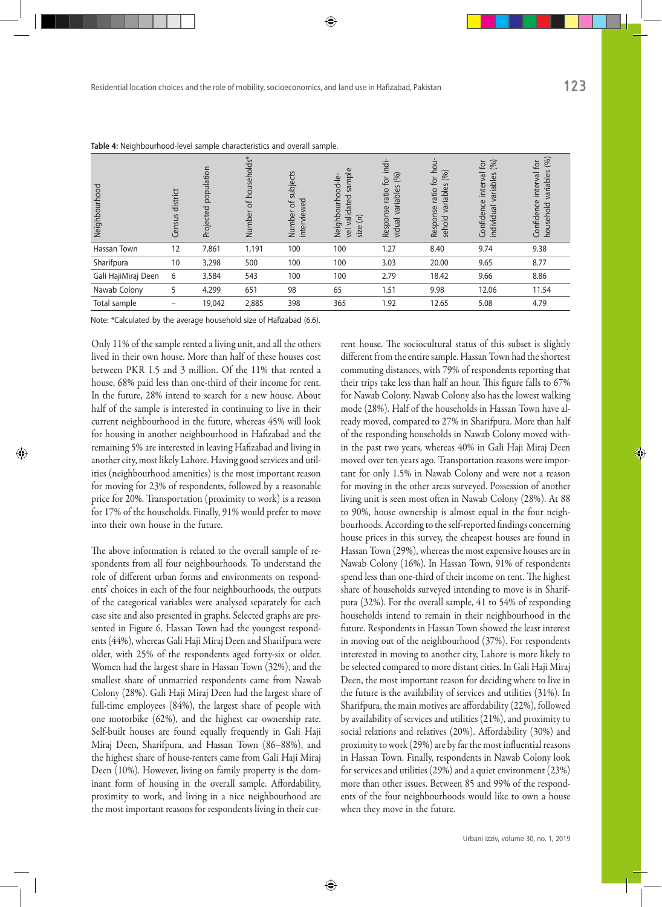**Table 4:** Neighbourhood-level sample characteristics and overall sample.

| Neighbourhood | Census district | Projected population | Number of households* | Number of subjects interviewed | Neighbourhood-level validated sample size (n) | Response ratio for individual variables (%) | Response ratio for household variables (%) | Confidence interval for individual variables (%) | Confidence interval for household variables (%) |
|---|---|---|---|---|---|---|---|---|---|
| Hassan Town | 12 | 7,861 | 1,191 | 100 | 100 | 1.27 | 8.40 | 9.74 | 9.38 |
| Sharifpura | 10 | 3,298 | 500 | 100 | 100 | 3.03 | 20.00 | 9.65 | 8.77 |
| Gali HajiMiraj Deen | 6 | 3,584 | 543 | 100 | 100 | 2.79 | 18.42 | 9.66 | 8.86 |
| Nawab Colony | 5 | 4,299 | 651 | 98 | 65 | 1.51 | 9.98 | 12.06 | 11.54 |
| Total sample | – | 19,042 | 2,885 | 398 | 365 | 1.92 | 12.65 | 5.08 | 4.79 |

Note: *Calculated by the average household size of Hafizabad (6.6).

Only 11% of the sample rented a living unit, and all the others lived in their own house. More than half of these houses cost between PKR 1.5 and 3 million. Of the 11% that rented a house, 68% paid less than one-third of their income for rent. In the future, 28% intended to search for a new house. About half of the sample is interested in continuing to live in their current neighbourhood in the future, whereas 45% will look for housing in another neighbourhood in Hafizabad and the remaining 5% are interested in leaving Hafizabad and living in another city, most likely Lahore. Having good services and utilities (neighbourhood amenities) is the most important reason for moving for 23% of respondents, followed by a reasonable price for 20%. Transportation (proximity to work) is a reason for 17% of the households. Finally, 91% would prefer to move into their own house in the future.

The above information is related to the overall sample of respondents from all four neighbourhoods. To understand the role of different urban forms and environments on respondents' choices in each of the four neighbourhoods, the outputs of the categorical variables were analysed separately for each case site and also presented in graphs. Selected graphs are presented in Figure 6. Hassan Town had the youngest respondents (44%), whereas Gali Haji Miraj Deen and Sharifpura were older, with 25% of the respondents aged forty-six or older. Women had the largest share in Hassan Town (32%), and the smallest share of unmarried respondents came from Nawab Colony (28%). Gali Haji Miraj Deen had the largest share of full-time employees (84%), the largest share of people with one motorbike (62%), and the highest car ownership rate. Self-built houses are found equally frequently in Gali Haji Miraj Deen, Sharifpura, and Hassan Town (86–88%), and the highest share of house-renters came from Gali Haji Miraj Deen (10%). However, living on family property is the dominant form of housing in the overall sample. Affordability, proximity to work, and living in a nice neighbourhood are the most important reasons for respondents living in their current house. The sociocultural status of this subset is slightly different from the entire sample. Hassan Town had the shortest commuting distances, with 79% of respondents reporting that their trips take less than half an hour. This figure falls to 67% for Nawab Colony. Nawab Colony also has the lowest walking mode (28%). Half of the households in Hassan Town have already moved, compared to 27% in Sharifpura. More than half of the responding households in Nawab Colony moved within the past two years, whereas 40% in Gali Haji Miraj Deen moved over ten years ago. Transportation reasons were important for only 1.5% in Nawab Colony and were not a reason for moving in the other areas surveyed. Possession of another living unit is seen most often in Nawab Colony (28%). At 88 to 90%, house ownership is almost equal in the four neighbourhoods. According to the self-reported findings concerning house prices in this survey, the cheapest houses are found in Hassan Town (29%), whereas the most expensive houses are in Nawab Colony (16%). In Hassan Town, 91% of respondents spend less than one-third of their income on rent. The highest share of households surveyed intending to move is in Sharifpura (32%). For the overall sample, 41 to 54% of responding households intend to remain in their neighbourhood in the future. Respondents in Hassan Town showed the least interest in moving out of the neighbourhood (37%). For respondents interested in moving to another city, Lahore is more likely to be selected compared to more distant cities. In Gali Haji Miraj Deen, the most important reason for deciding where to live in the future is the availability of services and utilities (31%). In Sharifpura, the main motives are affordability (22%), followed by availability of services and utilities (21%), and proximity to social relations and relatives (20%). Affordability (30%) and proximity to work (29%) are by far the most influential reasons in Hassan Town. Finally, respondents in Nawab Colony look for services and utilities (29%) and a quiet environment (23%) more than other issues. Between 85 and 99% of the respondents of the four neighbourhoods would like to own a house when they move in the future.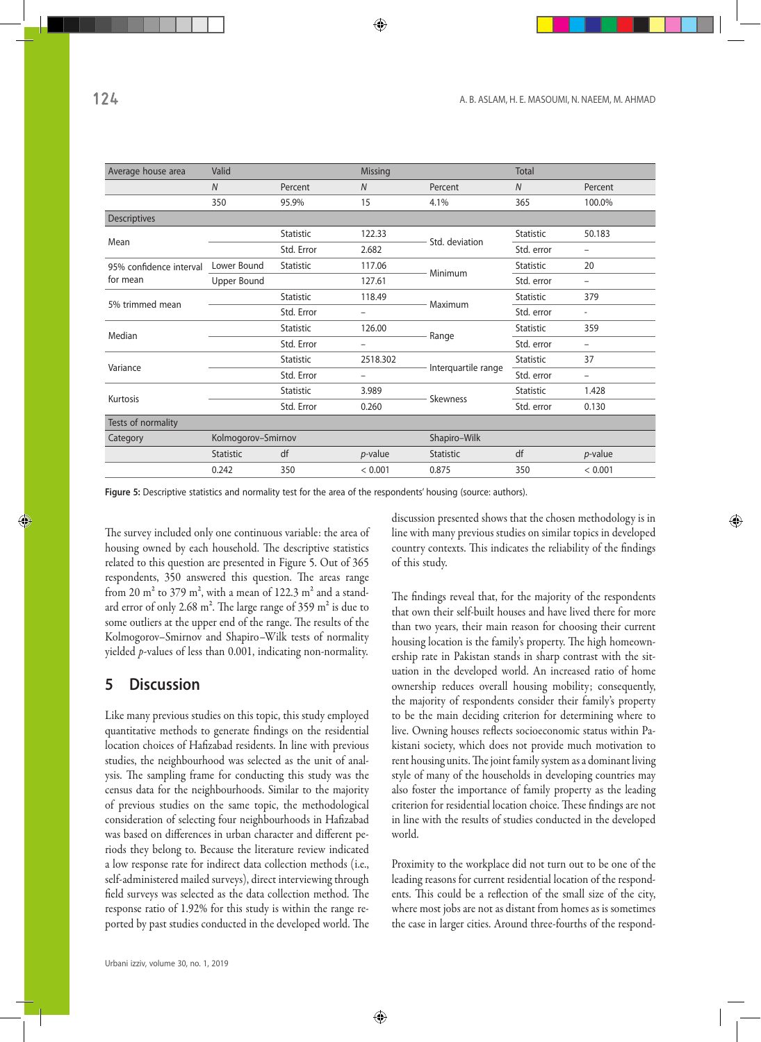| Average house area | Valid | | Missing | | Total | |
|---|---|---|---|---|---|---|
| | *N* | Percent | *N* | Percent | *N* | Percent |
| | 350 | 95.9% | 15 | 4.1% | 365 | 100.0% |
| Descriptives | | | | | | |
| Mean | | Statistic | 122.33 | Std. deviation | Statistic | 50.183 |
| | | Std. Error | 2.682 | | Std. error | – |
| 95% confidence interval for mean | Lower Bound | Statistic | 117.06 | Minimum | Statistic | 20 |
| | Upper Bound | | 127.61 | | Std. error | – |
| 5% trimmed mean | | Statistic | 118.49 | Maximum | Statistic | 379 |
| | | Std. Error | – | | Std. error | - |
| Median | | Statistic | 126.00 | Range | Statistic | 359 |
| | | Std. Error | – | | Std. error | – |
| Variance | | Statistic | 2518.302 | Interquartile range | Statistic | 37 |
| | | Std. Error | – | | Std. error | – |
| Kurtosis | | Statistic | 3.989 | Skewness | Statistic | 1.428 |
| | | Std. Error | 0.260 | | Std. error | 0.130 |
| Tests of normality | | | | | | |
| Category | Kolmogorov–Smirnov | | | Shapiro–Wilk | | |
| | Statistic | df | *p*-value | Statistic | df | *p*-value |
| | 0.242 | 350 | < 0.001 | 0.875 | 350 | < 0.001 |

**Figure 5:** Descriptive statistics and normality test for the area of the respondents' housing (source: authors).

The survey included only one continuous variable: the area of housing owned by each household. The descriptive statistics related to this question are presented in Figure 5. Out of 365 respondents, 350 answered this question. The areas range from 20 $m^2$ to 379 $m^2$, with a mean of 122.3 $m^2$ and a standard error of only 2.68 $m^2$. The large range of 359 $m^2$ is due to some outliers at the upper end of the range. The results of the Kolmogorov–Smirnov and Shapiro–Wilk tests of normality yielded $p$-values of less than 0.001, indicating non-normality.

## 5 Discussion

Like many previous studies on this topic, this study employed quantitative methods to generate findings on the residential location choices of Hafizabad residents. In line with previous studies, the neighbourhood was selected as the unit of analysis. The sampling frame for conducting this study was the census data for the neighbourhoods. Similar to the majority of previous studies on the same topic, the methodological consideration of selecting four neighbourhoods in Hafizabad was based on differences in urban character and different periods they belong to. Because the literature review indicated a low response rate for indirect data collection methods (i.e., self-administered mailed surveys), direct interviewing through field surveys was selected as the data collection method. The response ratio of 1.92% for this study is within the range reported by past studies conducted in the developed world. The discussion presented shows that the chosen methodology is in line with many previous studies on similar topics in developed country contexts. This indicates the reliability of the findings of this study.

The findings reveal that, for the majority of the respondents that own their self-built houses and have lived there for more than two years, their main reason for choosing their current housing location is the family's property. The high homeownership rate in Pakistan stands in sharp contrast with the situation in the developed world. An increased ratio of home ownership reduces overall housing mobility; consequently, the majority of respondents consider their family's property to be the main deciding criterion for determining where to live. Owning houses reflects socioeconomic status within Pakistani society, which does not provide much motivation to rent housing units. The joint family system as a dominant living style of many of the households in developing countries may also foster the importance of family property as the leading criterion for residential location choice. These findings are not in line with the results of studies conducted in the developed world.

Proximity to the workplace did not turn out to be one of the leading reasons for current residential location of the respondents. This could be a reflection of the small size of the city, where most jobs are not as distant from homes as is sometimes the case in larger cities. Around three-fourths of the respond-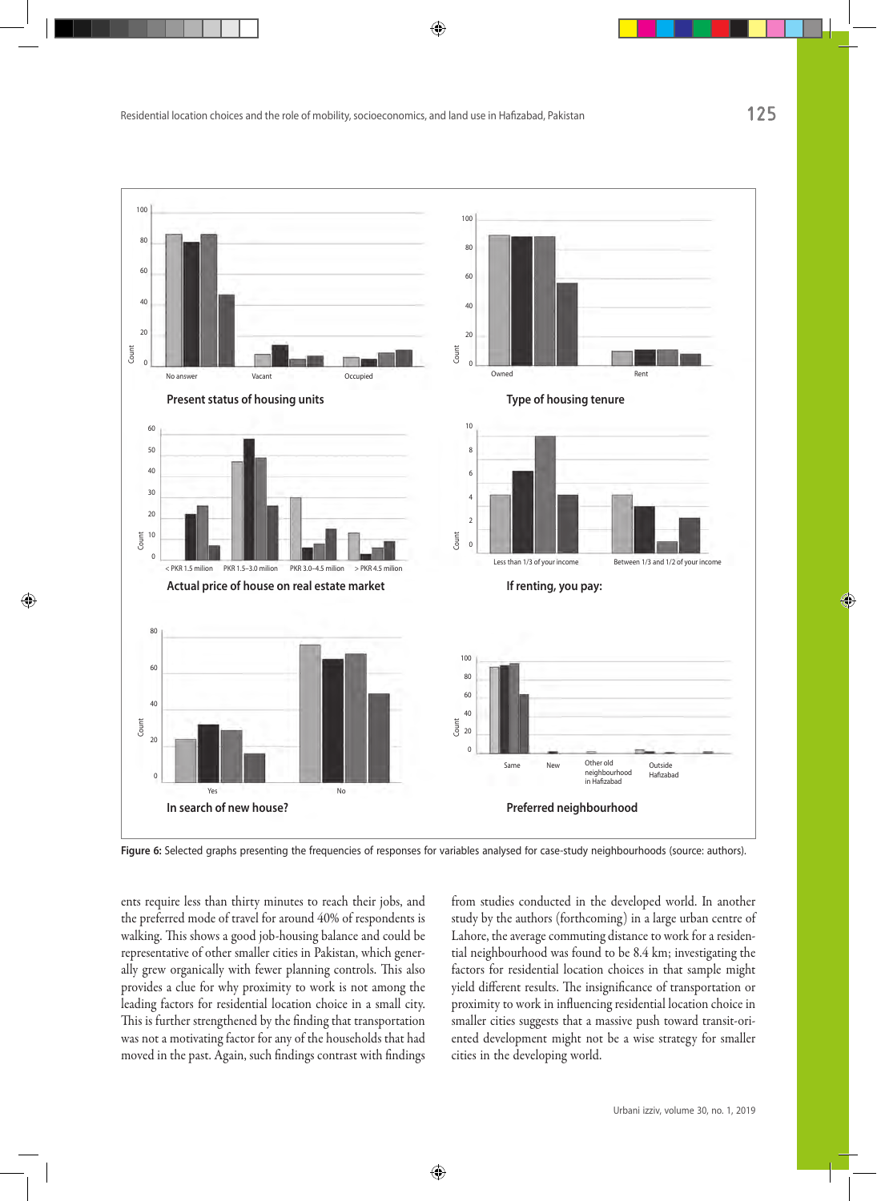Figure 6: Selected graphs presenting the frequencies of responses for variables analysed for case-study neighbourhoods (source: authors).

ents require less than thirty minutes to reach their jobs, and the preferred mode of travel for around 40% of respondents is walking. This shows a good job-housing balance and could be representative of other smaller cities in Pakistan, which generally grew organically with fewer planning controls. This also provides a clue for why proximity to work is not among the leading factors for residential location choice in a small city. This is further strengthened by the finding that transportation was not a motivating factor for any of the households that had moved in the past. Again, such findings contrast with findings from studies conducted in the developed world. In another study by the authors (forthcoming) in a large urban centre of Lahore, the average commuting distance to work for a residential neighbourhood was found to be 8.4 km; investigating the factors for residential location choices in that sample might yield different results. The insignificance of transportation or proximity to work in influencing residential location choice in smaller cities suggests that a massive push toward transit-oriented development might not be a wise strategy for smaller cities in the developing world.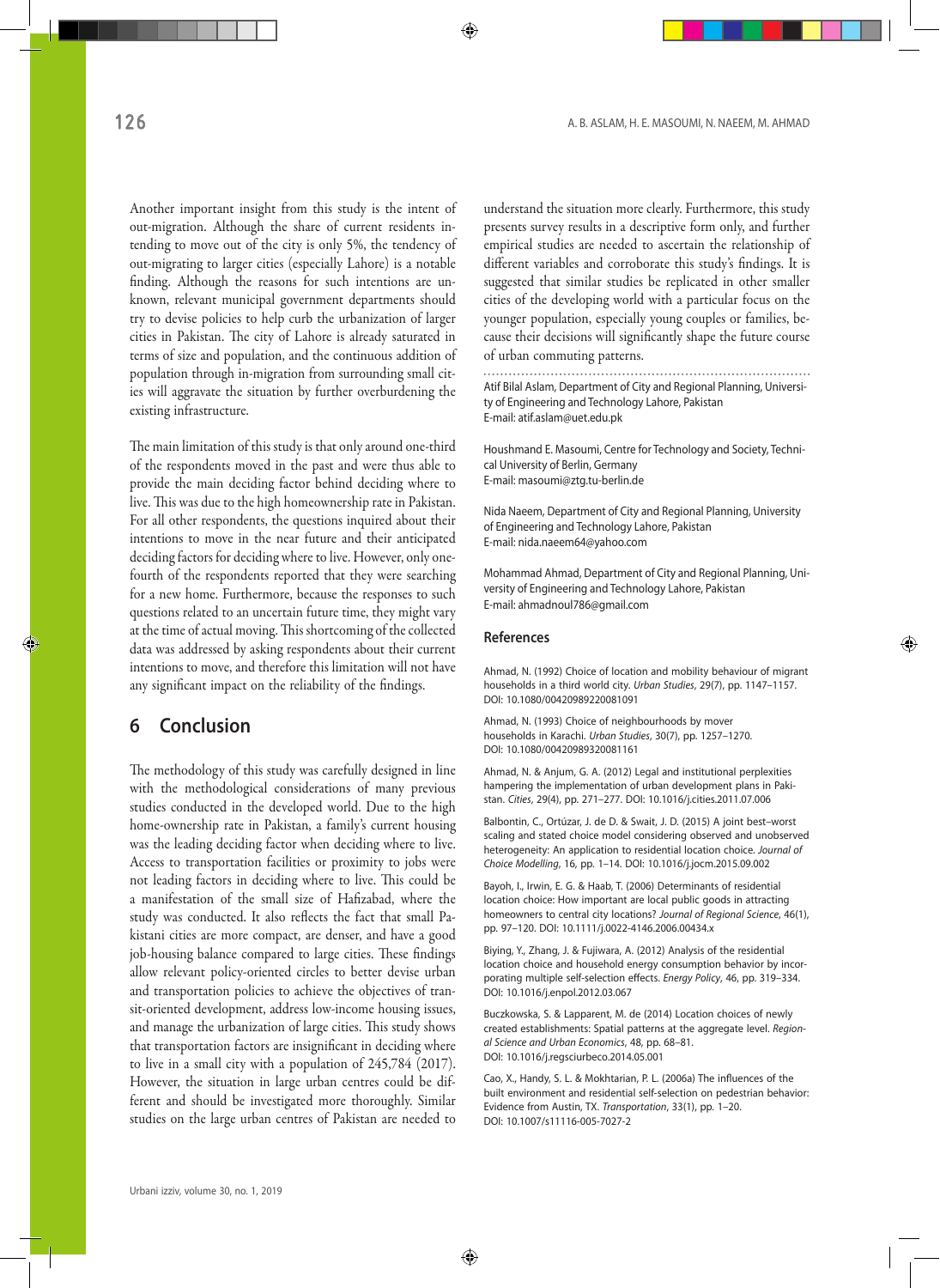Another important insight from this study is the intent of out-migration. Although the share of current residents intending to move out of the city is only 5%, the tendency of out-migrating to larger cities (especially Lahore) is a notable finding. Although the reasons for such intentions are unknown, relevant municipal government departments should try to devise policies to help curb the urbanization of larger cities in Pakistan. The city of Lahore is already saturated in terms of size and population, and the continuous addition of population through in-migration from surrounding small cities will aggravate the situation by further overburdening the existing infrastructure.

The main limitation of this study is that only around one-third of the respondents moved in the past and were thus able to provide the main deciding factor behind deciding where to live. This was due to the high homeownership rate in Pakistan. For all other respondents, the questions inquired about their intentions to move in the near future and their anticipated deciding factors for deciding where to live. However, only one-fourth of the respondents reported that they were searching for a new home. Furthermore, because the responses to such questions related to an uncertain future time, they might vary at the time of actual moving. This shortcoming of the collected data was addressed by asking respondents about their current intentions to move, and therefore this limitation will not have any significant impact on the reliability of the findings.

## 6 Conclusion

The methodology of this study was carefully designed in line with the methodological considerations of many previous studies conducted in the developed world. Due to the high home-ownership rate in Pakistan, a family's current housing was the leading deciding factor when deciding where to live. Access to transportation facilities or proximity to jobs were not leading factors in deciding where to live. This could be a manifestation of the small size of Hafizabad, where the study was conducted. It also reflects the fact that small Pakistani cities are more compact, are denser, and have a good job-housing balance compared to large cities. These findings allow relevant policy-oriented circles to better devise urban and transportation policies to achieve the objectives of transit-oriented development, address low-income housing issues, and manage the urbanization of large cities. This study shows that transportation factors are insignificant in deciding where to live in a small city with a population of 245,784 (2017). However, the situation in large urban centres could be different and should be investigated more thoroughly. Similar studies on the large urban centres of Pakistan are needed to understand the situation more clearly. Furthermore, this study presents survey results in a descriptive form only, and further empirical studies are needed to ascertain the relationship of different variables and corroborate this study's findings. It is suggested that similar studies be replicated in other smaller cities of the developing world with a particular focus on the younger population, especially young couples or families, because their decisions will significantly shape the future course of urban commuting patterns.

---

Atif Bilal Aslam, Department of City and Regional Planning, University of Engineering and Technology Lahore, Pakistan
E-mail: atif.aslam@uet.edu.pk

Houshmand E. Masoumi, Centre for Technology and Society, Technical University of Berlin, Germany
E-mail: masoumi@ztg.tu-berlin.de

Nida Naeem, Department of City and Regional Planning, University of Engineering and Technology Lahore, Pakistan
E-mail: nida.naeem64@yahoo.com

Mohammad Ahmad, Department of City and Regional Planning, University of Engineering and Technology Lahore, Pakistan
E-mail: ahmadnoul786@gmail.com

## References

Ahmad, N. (1992) Choice of location and mobility behaviour of migrant households in a third world city. *Urban Studies*, 29(7), pp. 1147–1157. DOI: 10.1080/00420989220081091

Ahmad, N. (1993) Choice of neighbourhoods by mover households in Karachi. *Urban Studies*, 30(7), pp. 1257–1270. DOI: 10.1080/00420989320081161

Ahmad, N. & Anjum, G. A. (2012) Legal and institutional perplexities hampering the implementation of urban development plans in Pakistan. *Cities*, 29(4), pp. 271–277. DOI: 10.1016/j.cities.2011.07.006

Balbontin, C., Ortúzar, J. de D. & Swait, J. D. (2015) A joint best–worst scaling and stated choice model considering observed and unobserved heterogeneity: An application to residential location choice. *Journal of Choice Modelling*, 16, pp. 1–14. DOI: 10.1016/j.jocm.2015.09.002

Bayoh, I., Irwin, E. G. & Haab, T. (2006) Determinants of residential location choice: How important are local public goods in attracting homeowners to central city locations? *Journal of Regional Science*, 46(1), pp. 97–120. DOI: 10.1111/j.0022-4146.2006.00434.x

Biying, Y., Zhang, J. & Fujiwara, A. (2012) Analysis of the residential location choice and household energy consumption behavior by incorporating multiple self-selection effects. *Energy Policy*, 46, pp. 319–334. DOI: 10.1016/j.enpol.2012.03.067

Buczkowska, S. & Lapparent, M. de (2014) Location choices of newly created establishments: Spatial patterns at the aggregate level. *Regional Science and Urban Economics*, 48, pp. 68–81. DOI: 10.1016/j.regsciurbeco.2014.05.001

Cao, X., Handy, S. L. & Mokhtarian, P. L. (2006a) The influences of the built environment and residential self-selection on pedestrian behavior: Evidence from Austin, TX. *Transportation*, 33(1), pp. 1–20. DOI: 10.1007/s11116-005-7027-2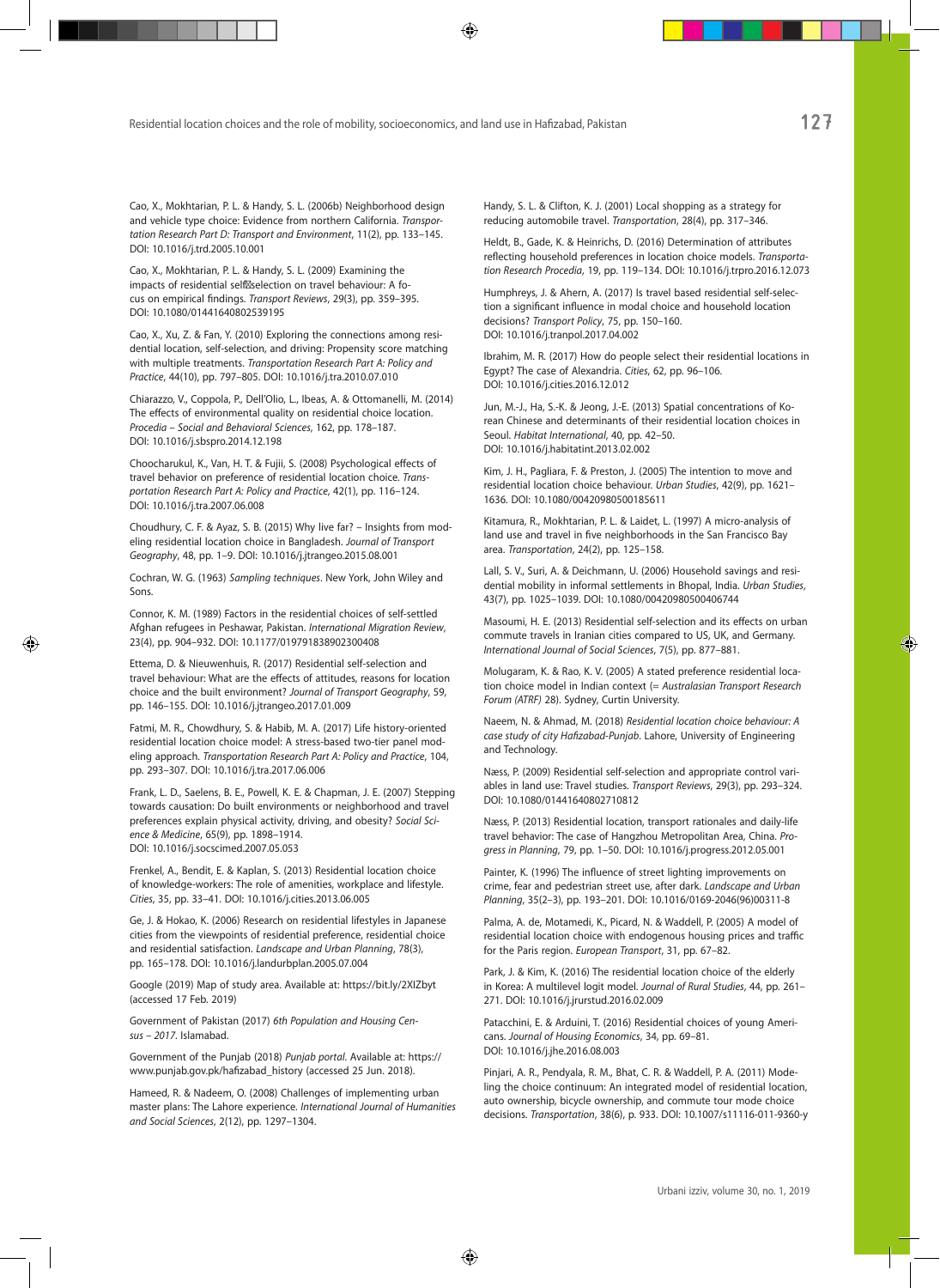Cao, X., Mokhtarian, P. L. & Handy, S. L. (2006b) Neighborhood design and vehicle type choice: Evidence from northern California. *Transportation Research Part D: Transport and Environment*, 11(2), pp. 133–145. DOI: 10.1016/j.trd.2005.10.001

Cao, X., Mokhtarian, P. L. & Handy, S. L. (2009) Examining the impacts of residential self-selection on travel behaviour: A focus on empirical findings. *Transport Reviews*, 29(3), pp. 359–395. DOI: 10.1080/01441640802539195

Cao, X., Xu, Z. & Fan, Y. (2010) Exploring the connections among residential location, self-selection, and driving: Propensity score matching with multiple treatments. *Transportation Research Part A: Policy and Practice*, 44(10), pp. 797–805. DOI: 10.1016/j.tra.2010.07.010

Chiarazzo, V., Coppola, P., Dell'Olio, L., Ibeas, A. & Ottomanelli, M. (2014) The effects of environmental quality on residential choice location. *Procedia – Social and Behavioral Sciences*, 162, pp. 178–187. DOI: 10.1016/j.sbspro.2014.12.198

Choocharukul, K., Van, H. T. & Fujii, S. (2008) Psychological effects of travel behavior on preference of residential location choice. *Transportation Research Part A: Policy and Practice*, 42(1), pp. 116–124. DOI: 10.1016/j.tra.2007.06.008

Choudhury, C. F. & Ayaz, S. B. (2015) Why live far? – Insights from modeling residential location choice in Bangladesh. *Journal of Transport Geography*, 48, pp. 1–9. DOI: 10.1016/j.jtrangeo.2015.08.001

Cochran, W. G. (1963) *Sampling techniques*. New York, John Wiley and Sons.

Connor, K. M. (1989) Factors in the residential choices of self-settled Afghan refugees in Peshawar, Pakistan. *International Migration Review*, 23(4), pp. 904–932. DOI: 10.1177/019791838902300408

Ettema, D. & Nieuwenhuis, R. (2017) Residential self-selection and travel behaviour: What are the effects of attitudes, reasons for location choice and the built environment? *Journal of Transport Geography*, 59, pp. 146–155. DOI: 10.1016/j.jtrangeo.2017.01.009

Fatmi, M. R., Chowdhury, S. & Habib, M. A. (2017) Life history-oriented residential location choice model: A stress-based two-tier panel modeling approach. *Transportation Research Part A: Policy and Practice*, 104, pp. 293–307. DOI: 10.1016/j.tra.2017.06.006

Frank, L. D., Saelens, B. E., Powell, K. E. & Chapman, J. E. (2007) Stepping towards causation: Do built environments or neighborhood and travel preferences explain physical activity, driving, and obesity? *Social Science & Medicine*, 65(9), pp. 1898–1914. DOI: 10.1016/j.socscimed.2007.05.053

Frenkel, A., Bendit, E. & Kaplan, S. (2013) Residential location choice of knowledge-workers: The role of amenities, workplace and lifestyle. *Cities*, 35, pp. 33–41. DOI: 10.1016/j.cities.2013.06.005

Ge, J. & Hokao, K. (2006) Research on residential lifestyles in Japanese cities from the viewpoints of residential preference, residential choice and residential satisfaction. *Landscape and Urban Planning*, 78(3), pp. 165–178. DOI: 10.1016/j.landurbplan.2005.07.004

Google (2019) Map of study area. Available at: https://bit.ly/2XIZbyt (accessed 17 Feb. 2019)

Government of Pakistan (2017) *6th Population and Housing Census – 2017*. Islamabad.

Government of the Punjab (2018) *Punjab portal*. Available at: https://www.punjab.gov.pk/hafizabad_history (accessed 25 Jun. 2018).

Hameed, R. & Nadeem, O. (2008) Challenges of implementing urban master plans: The Lahore experience. *International Journal of Humanities and Social Sciences*, 2(12), pp. 1297–1304.

Handy, S. L. & Clifton, K. J. (2001) Local shopping as a strategy for reducing automobile travel. *Transportation*, 28(4), pp. 317–346.

Heldt, B., Gade, K. & Heinrichs, D. (2016) Determination of attributes reflecting household preferences in location choice models. *Transportation Research Procedia*, 19, pp. 119–134. DOI: 10.1016/j.trpro.2016.12.073

Humphreys, J. & Ahern, A. (2017) Is travel based residential self-selection a significant influence in modal choice and household location decisions? *Transport Policy*, 75, pp. 150–160. DOI: 10.1016/j.tranpol.2017.04.002

Ibrahim, M. R. (2017) How do people select their residential locations in Egypt? The case of Alexandria. *Cities*, 62, pp. 96–106. DOI: 10.1016/j.cities.2016.12.012

Jun, M.-J., Ha, S.-K. & Jeong, J.-E. (2013) Spatial concentrations of Korean Chinese and determinants of their residential location choices in Seoul. *Habitat International*, 40, pp. 42–50. DOI: 10.1016/j.habitatint.2013.02.002

Kim, J. H., Pagliara, F. & Preston, J. (2005) The intention to move and residential location choice behaviour. *Urban Studies*, 42(9), pp. 1621–1636. DOI: 10.1080/00420980500185611

Kitamura, R., Mokhtarian, P. L. & Laidet, L. (1997) A micro-analysis of land use and travel in five neighborhoods in the San Francisco Bay area. *Transportation*, 24(2), pp. 125–158.

Lall, S. V., Suri, A. & Deichmann, U. (2006) Household savings and residential mobility in informal settlements in Bhopal, India. *Urban Studies*, 43(7), pp. 1025–1039. DOI: 10.1080/00420980500406744

Masoumi, H. E. (2013) Residential self-selection and its effects on urban commute travels in Iranian cities compared to US, UK, and Germany. *International Journal of Social Sciences*, 7(5), pp. 877–881.

Molugaram, K. & Rao, K. V. (2005) A stated preference residential location choice model in Indian context (= *Australasian Transport Research Forum (ATRF)* 28). Sydney, Curtin University.

Naeem, N. & Ahmad, M. (2018) *Residential location choice behaviour: A case study of city Hafizabad-Punjab*. Lahore, University of Engineering and Technology.

Næss, P. (2009) Residential self-selection and appropriate control variables in land use: Travel studies. *Transport Reviews*, 29(3), pp. 293–324. DOI: 10.1080/01441640802710812

Næss, P. (2013) Residential location, transport rationales and daily-life travel behavior: The case of Hangzhou Metropolitan Area, China. *Progress in Planning*, 79, pp. 1–50. DOI: 10.1016/j.progress.2012.05.001

Painter, K. (1996) The influence of street lighting improvements on crime, fear and pedestrian street use, after dark. *Landscape and Urban Planning*, 35(2–3), pp. 193–201. DOI: 10.1016/0169-2046(96)00311-8

Palma, A. de, Motamedi, K., Picard, N. & Waddell, P. (2005) A model of residential location choice with endogenous housing prices and traffic for the Paris region. *European Transport*, 31, pp. 67–82.

Park, J. & Kim, K. (2016) The residential location choice of the elderly in Korea: A multilevel logit model. *Journal of Rural Studies*, 44, pp. 261–271. DOI: 10.1016/j.jrurstud.2016.02.009

Patacchini, E. & Arduini, T. (2016) Residential choices of young Americans. *Journal of Housing Economics*, 34, pp. 69–81. DOI: 10.1016/j.jhe.2016.08.003

Pinjari, A. R., Pendyala, R. M., Bhat, C. R. & Waddell, P. A. (2011) Modeling the choice continuum: An integrated model of residential location, auto ownership, bicycle ownership, and commute tour mode choice decisions. *Transportation*, 38(6), p. 933. DOI: 10.1007/s11116-011-9360-y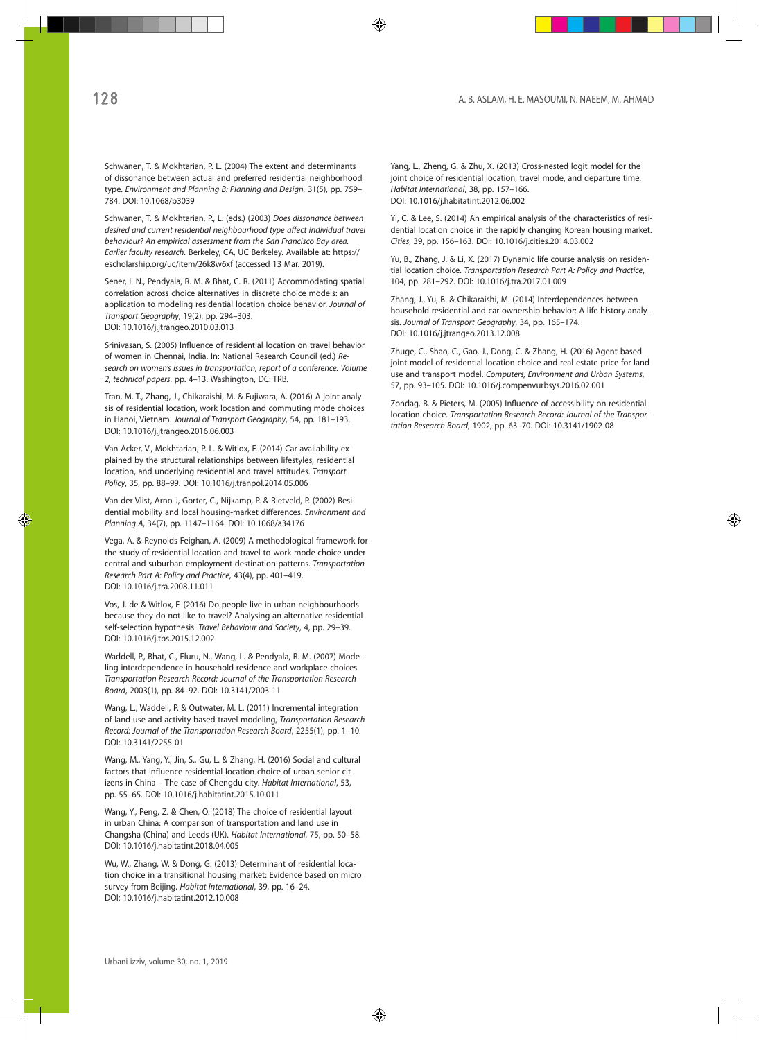Schwanen, T. & Mokhtarian, P. L. (2004) The extent and determinants of dissonance between actual and preferred residential neighborhood type. *Environment and Planning B: Planning and Design*, 31(5), pp. 759–784. DOI: 10.1068/b3039

Schwanen, T. & Mokhtarian, P., L. (eds.) (2003) *Does dissonance between desired and current residential neighbourhood type affect individual travel behaviour? An empirical assessment from the San Francisco Bay area. Earlier faculty research.* Berkeley, CA, UC Berkeley. Available at: https://escholarship.org/uc/item/26k8w6xf (accessed 13 Mar. 2019).

Sener, I. N., Pendyala, R. M. & Bhat, C. R. (2011) Accommodating spatial correlation across choice alternatives in discrete choice models: an application to modeling residential location choice behavior. *Journal of Transport Geography*, 19(2), pp. 294–303. DOI: 10.1016/j.jtrangeo.2010.03.013

Srinivasan, S. (2005) Influence of residential location on travel behavior of women in Chennai, India. In: National Research Council (ed.) *Research on women's issues in transportation, report of a conference. Volume 2, technical papers*, pp. 4–13. Washington, DC: TRB.

Tran, M. T., Zhang, J., Chikaraishi, M. & Fujiwara, A. (2016) A joint analysis of residential location, work location and commuting mode choices in Hanoi, Vietnam. *Journal of Transport Geography*, 54, pp. 181–193. DOI: 10.1016/j.jtrangeo.2016.06.003

Van Acker, V., Mokhtarian, P. L. & Witlox, F. (2014) Car availability explained by the structural relationships between lifestyles, residential location, and underlying residential and travel attitudes. *Transport Policy*, 35, pp. 88–99. DOI: 10.1016/j.tranpol.2014.05.006

Van der Vlist, Arno J, Gorter, C., Nijkamp, P. & Rietveld, P. (2002) Residential mobility and local housing-market differences. *Environment and Planning A*, 34(7), pp. 1147–1164. DOI: 10.1068/a34176

Vega, A. & Reynolds-Feighan, A. (2009) A methodological framework for the study of residential location and travel-to-work mode choice under central and suburban employment destination patterns. *Transportation Research Part A: Policy and Practice*, 43(4), pp. 401–419. DOI: 10.1016/j.tra.2008.11.011

Vos, J. de & Witlox, F. (2016) Do people live in urban neighbourhoods because they do not like to travel? Analysing an alternative residential self-selection hypothesis. *Travel Behaviour and Society*, 4, pp. 29–39. DOI: 10.1016/j.tbs.2015.12.002

Waddell, P., Bhat, C., Eluru, N., Wang, L. & Pendyala, R. M. (2007) Modeling interdependence in household residence and workplace choices. *Transportation Research Record: Journal of the Transportation Research Board*, 2003(1), pp. 84–92. DOI: 10.3141/2003-11

Wang, L., Waddell, P. & Outwater, M. L. (2011) Incremental integration of land use and activity-based travel modeling, *Transportation Research Record: Journal of the Transportation Research Board*, 2255(1), pp. 1–10. DOI: 10.3141/2255-01

Wang, M., Yang, Y., Jin, S., Gu, L. & Zhang, H. (2016) Social and cultural factors that influence residential location choice of urban senior citizens in China – The case of Chengdu city. *Habitat International*, 53, pp. 55–65. DOI: 10.1016/j.habitatint.2015.10.011

Wang, Y., Peng, Z. & Chen, Q. (2018) The choice of residential layout in urban China: A comparison of transportation and land use in Changsha (China) and Leeds (UK). *Habitat International*, 75, pp. 50–58. DOI: 10.1016/j.habitatint.2018.04.005

Wu, W., Zhang, W. & Dong, G. (2013) Determinant of residential location choice in a transitional housing market: Evidence based on micro survey from Beijing. *Habitat International*, 39, pp. 16–24. DOI: 10.1016/j.habitatint.2012.10.008

Yang, L., Zheng, G. & Zhu, X. (2013) Cross-nested logit model for the joint choice of residential location, travel mode, and departure time. *Habitat International*, 38, pp. 157–166. DOI: 10.1016/j.habitatint.2012.06.002

Yi, C. & Lee, S. (2014) An empirical analysis of the characteristics of residential location choice in the rapidly changing Korean housing market. *Cities*, 39, pp. 156–163. DOI: 10.1016/j.cities.2014.03.002

Yu, B., Zhang, J. & Li, X. (2017) Dynamic life course analysis on residential location choice. *Transportation Research Part A: Policy and Practice*, 104, pp. 281–292. DOI: 10.1016/j.tra.2017.01.009

Zhang, J., Yu, B. & Chikaraishi, M. (2014) Interdependences between household residential and car ownership behavior: A life history analysis. *Journal of Transport Geography*, 34, pp. 165–174. DOI: 10.1016/j.jtrangeo.2013.12.008

Zhuge, C., Shao, C., Gao, J., Dong, C. & Zhang, H. (2016) Agent-based joint model of residential location choice and real estate price for land use and transport model. *Computers, Environment and Urban Systems*, 57, pp. 93–105. DOI: 10.1016/j.compenvurbsys.2016.02.001

Zondag, B. & Pieters, M. (2005) Influence of accessibility on residential location choice. *Transportation Research Record: Journal of the Transportation Research Board*, 1902, pp. 63–70. DOI: 10.3141/1902-08